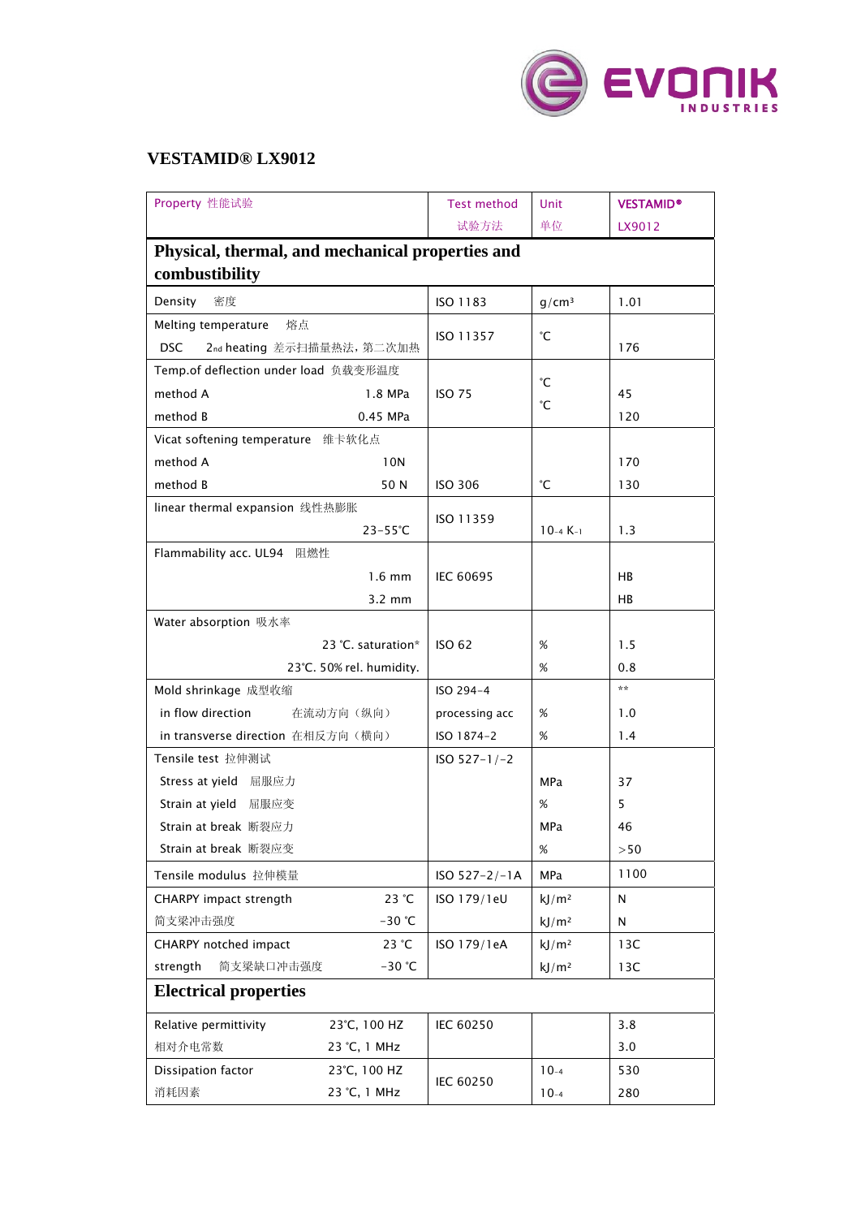# VESTAMID® LX9012

| Property 性能试验 | Test method 试验方法 | Unit 单位 | VESTAMID® LX9012 |
|---|---|---|---|
| **Physical, thermal, and mechanical properties and combustibility** | | | |
| Density 密度 | ISO 1183 | $g/cm^3$ | 1.01 |
| Melting temperature 熔点<br>DSC 2nd heating 差示扫描量热法，第二次加热 | ISO 11357 | ℃ | 176 |
| Temp.of deflection under load 负载变形温度<br>method A 1.8 MPa<br>method B 0.45 MPa | ISO 75 | ℃<br>℃ | 45<br>120 |
| Vicat softening temperature 维卡软化点<br>method A 10N<br>method B 50 N | ISO 306 | ℃ | 170<br>130 |
| linear thermal expansion 线性热膨胀<br>23-55℃ | ISO 11359 | $10^{-4}$ $K^{-1}$ | 1.3 |
| Flammability acc. UL94 阻燃性<br>1.6 mm<br>3.2 mm | IEC 60695 | | HB<br>HB |
| Water absorption 吸水率<br>23 ℃. saturation*<br>23℃. 50% rel. humidity. | ISO 62 | %<br>% | 1.5<br>0.8 |
| Mold shrinkage 成型收缩<br>in flow direction 在流动方向（纵向）<br>in transverse direction 在相反方向（横向） | ISO 294-4<br>processing acc<br>ISO 1874-2 | %<br>% | \*\*<br>1.0<br>1.4 |
| Tensile test 拉伸测试<br>Stress at yield 屈服应力<br>Strain at yield 屈服应变<br>Strain at break 断裂应力<br>Strain at break 断裂应变 | ISO 527-1/-2 | MPa<br>%<br>MPa<br>% | 37<br>5<br>46<br>>50 |
| Tensile modulus 拉伸模量 | ISO 527-2/-1A | MPa | 1100 |
| CHARPY impact strength 23 ℃<br>简支梁冲击强度 -30 ℃ | ISO 179/1eU | $kJ/m^2$<br>$kJ/m^2$ | N<br>N |
| CHARPY notched impact 23 ℃<br>strength 简支梁缺口冲击强度 -30 ℃ | ISO 179/1eA | $kJ/m^2$<br>$kJ/m^2$ | 13C<br>13C |
| **Electrical properties** | | | |
| Relative permittivity 23℃, 100 HZ<br>相对介电常数 23 ℃, 1 MHz | IEC 60250 | | 3.8<br>3.0 |
| Dissipation factor 23℃, 100 HZ<br>消耗因素 23 ℃, 1 MHz | IEC 60250 | $10^{-4}$<br>$10^{-4}$ | 530<br>280 |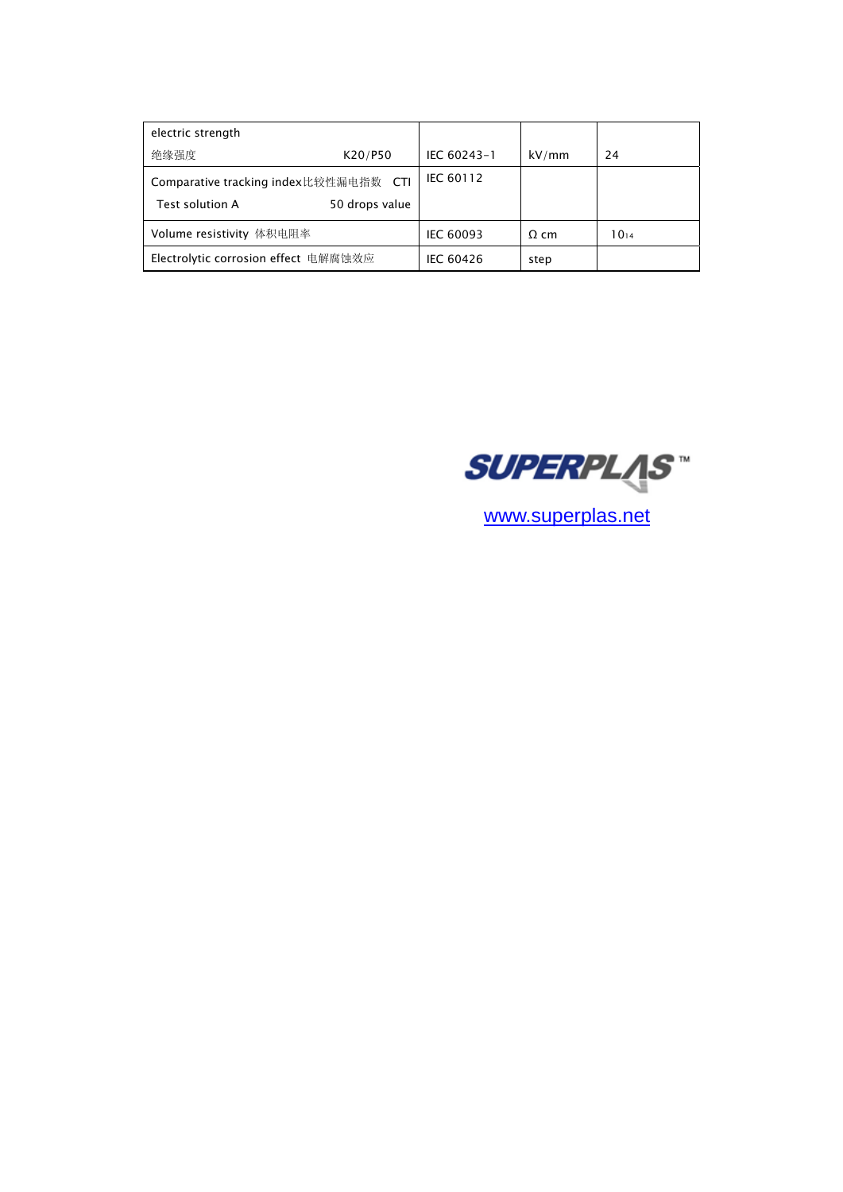| | | | |
|---|---|---|---|
| electric strength<br>绝缘强度 K20/P50 | IEC 60243-1 | kV/mm | 24 |
| Comparative tracking index比较性漏电指数 CTI<br>Test solution A 50 drops value | IEC 60112 | | |
| Volume resistivity 体积电阻率 | IEC 60093 | Ω cm | $10^{14}$ |
| Electrolytic corrosion effect 电解腐蚀效应 | IEC 60426 | step | |

SUPERPLAS™

www.superplas.net